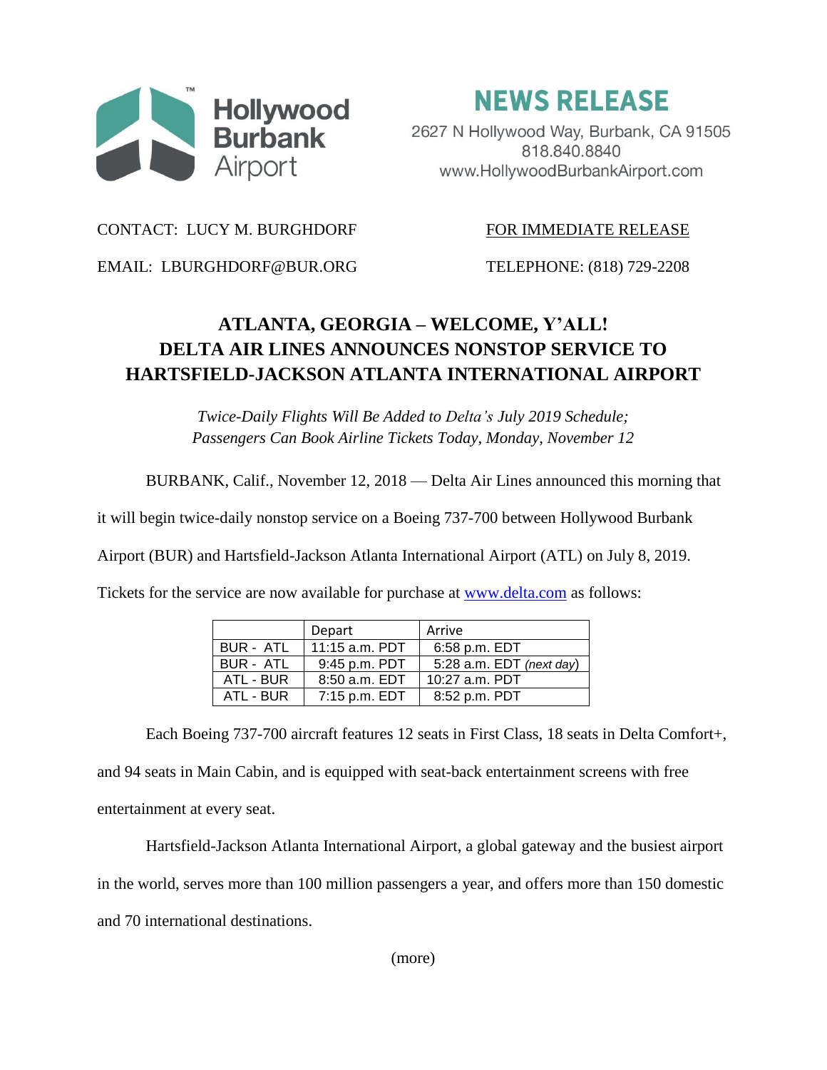Hollywood Burbank Airport

# NEWS RELEASE

2627 N Hollywood Way, Burbank, CA 91505
818.840.8840
www.HollywoodBurbankAirport.com

CONTACT: LUCY M. BURGHDORF

FOR IMMEDIATE RELEASE

EMAIL: LBURGHDORF@BUR.ORG

TELEPHONE: (818) 729-2208

## ATLANTA, GEORGIA – WELCOME, Y'ALL! DELTA AIR LINES ANNOUNCES NONSTOP SERVICE TO HARTSFIELD-JACKSON ATLANTA INTERNATIONAL AIRPORT

*Twice-Daily Flights Will Be Added to Delta's July 2019 Schedule; Passengers Can Book Airline Tickets Today, Monday, November 12*

BURBANK, Calif., November 12, 2018 — Delta Air Lines announced this morning that it will begin twice-daily nonstop service on a Boeing 737-700 between Hollywood Burbank Airport (BUR) and Hartsfield-Jackson Atlanta International Airport (ATL) on July 8, 2019. Tickets for the service are now available for purchase at www.delta.com as follows:

| | Depart | Arrive |
|---|---|---|
| BUR - ATL | 11:15 a.m. PDT | 6:58 p.m. EDT |
| BUR - ATL | 9:45 p.m. PDT | 5:28 a.m. EDT *(next day)* |
| ATL - BUR | 8:50 a.m. EDT | 10:27 a.m. PDT |
| ATL - BUR | 7:15 p.m. EDT | 8:52 p.m. PDT |

Each Boeing 737-700 aircraft features 12 seats in First Class, 18 seats in Delta Comfort+, and 94 seats in Main Cabin, and is equipped with seat-back entertainment screens with free entertainment at every seat.

Hartsfield-Jackson Atlanta International Airport, a global gateway and the busiest airport in the world, serves more than 100 million passengers a year, and offers more than 150 domestic and 70 international destinations.

(more)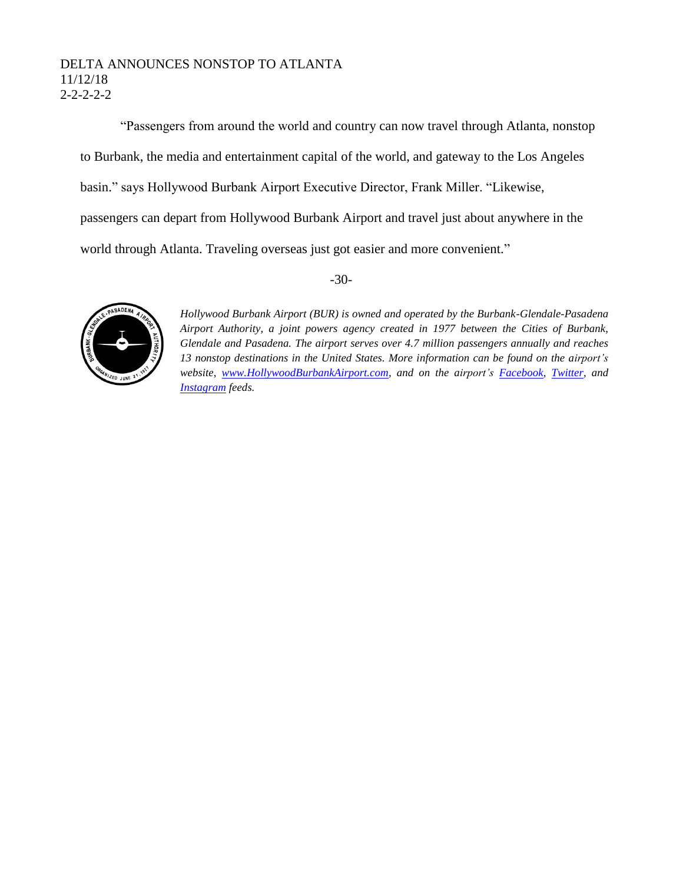“Passengers from around the world and country can now travel through Atlanta, nonstop to Burbank, the media and entertainment capital of the world, and gateway to the Los Angeles basin.” says Hollywood Burbank Airport Executive Director, Frank Miller. “Likewise, passengers can depart from Hollywood Burbank Airport and travel just about anywhere in the world through Atlanta. Traveling overseas just got easier and more convenient.”

-30-

*Hollywood Burbank Airport (BUR) is owned and operated by the Burbank-Glendale-Pasadena Airport Authority, a joint powers agency created in 1977 between the Cities of Burbank, Glendale and Pasadena. The airport serves over 4.7 million passengers annually and reaches 13 nonstop destinations in the United States. More information can be found on the airport's website, [www.HollywoodBurbankAirport.com](http://www.HollywoodBurbankAirport.com), and on the airport's [Facebook](), [Twitter](), and [Instagram]() feeds.*